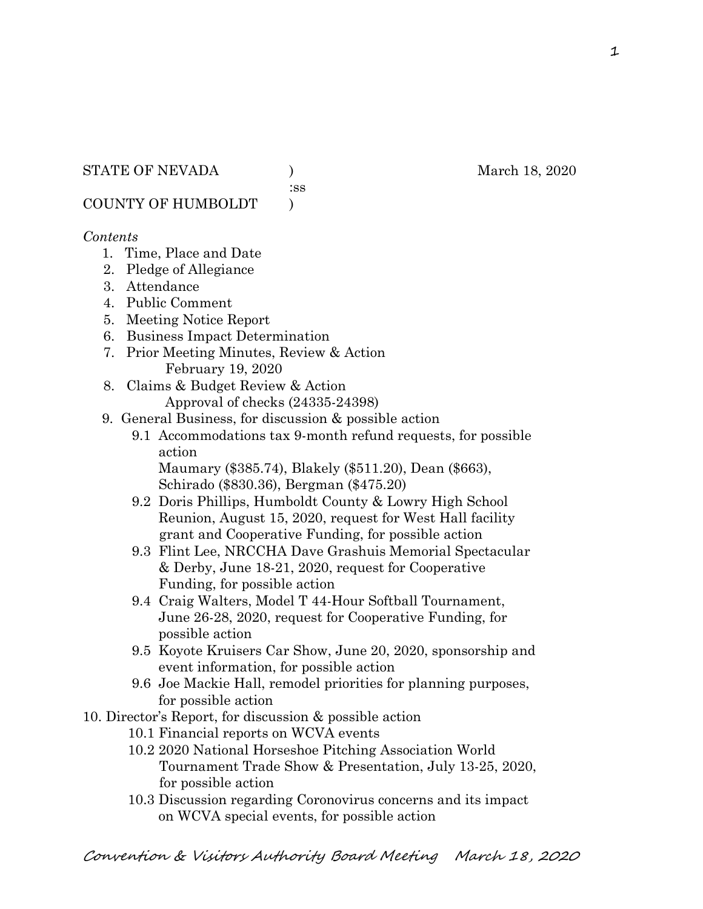STATE OF NEVADA ) March 18, 2020
:ss
COUNTY OF HUMBOLDT )

*Contents*

1. Time, Place and Date
2. Pledge of Allegiance
3. Attendance
4. Public Comment
5. Meeting Notice Report
6. Business Impact Determination
7. Prior Meeting Minutes, Review & Action
   February 19, 2020
8. Claims & Budget Review & Action
   Approval of checks (24335-24398)
9. General Business, for discussion & possible action
   - 9.1 Accommodations tax 9-month refund requests, for possible action
     Maumary ($385.74), Blakely ($511.20), Dean ($663), Schirado ($830.36), Bergman ($475.20)
   - 9.2 Doris Phillips, Humboldt County & Lowry High School Reunion, August 15, 2020, request for West Hall facility grant and Cooperative Funding, for possible action
   - 9.3 Flint Lee, NRCCHA Dave Grashuis Memorial Spectacular & Derby, June 18-21, 2020, request for Cooperative Funding, for possible action
   - 9.4 Craig Walters, Model T 44-Hour Softball Tournament, June 26-28, 2020, request for Cooperative Funding, for possible action
   - 9.5 Koyote Kruisers Car Show, June 20, 2020, sponsorship and event information, for possible action
   - 9.6 Joe Mackie Hall, remodel priorities for planning purposes, for possible action
10. Director's Report, for discussion & possible action
    - 10.1 Financial reports on WCVA events
    - 10.2 2020 National Horseshoe Pitching Association World Tournament Trade Show & Presentation, July 13-25, 2020, for possible action
    - 10.3 Discussion regarding Coronovirus concerns and its impact on WCVA special events, for possible action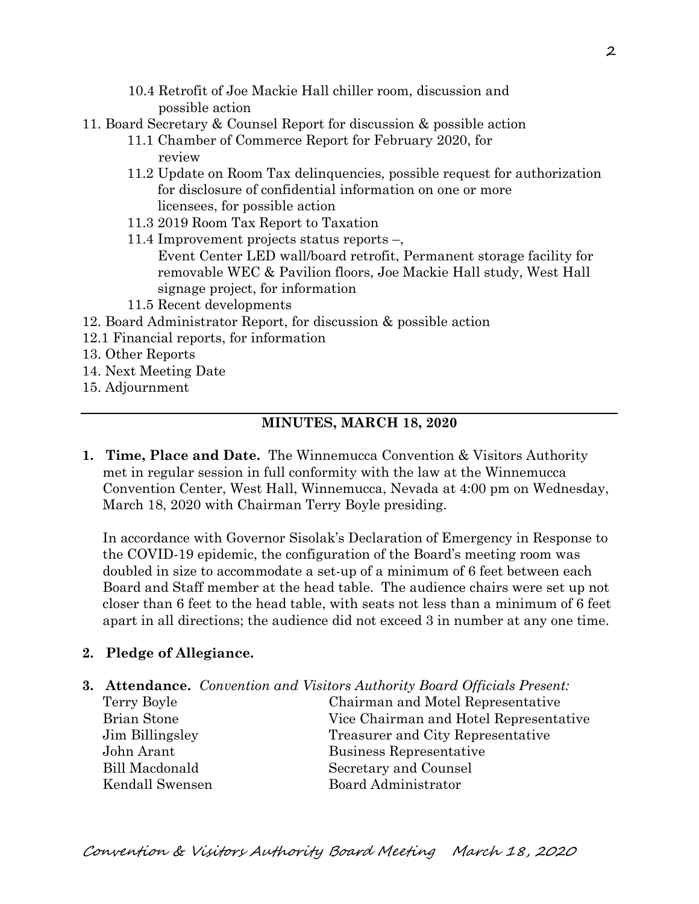10.4 Retrofit of Joe Mackie Hall chiller room, discussion and possible action

11. Board Secretary & Counsel Report for discussion & possible action
    - 11.1 Chamber of Commerce Report for February 2020, for review
    - 11.2 Update on Room Tax delinquencies, possible request for authorization for disclosure of confidential information on one or more licensees, for possible action
    - 11.3 2019 Room Tax Report to Taxation
    - 11.4 Improvement projects status reports –, Event Center LED wall/board retrofit, Permanent storage facility for removable WEC & Pavilion floors, Joe Mackie Hall study, West Hall signage project, for information
    - 11.5 Recent developments
12. Board Administrator Report, for discussion & possible action
12.1 Financial reports, for information
13. Other Reports
14. Next Meeting Date
15. Adjournment

---

## MINUTES, MARCH 18, 2020

**1. Time, Place and Date.** The Winnemucca Convention & Visitors Authority met in regular session in full conformity with the law at the Winnemucca Convention Center, West Hall, Winnemucca, Nevada at 4:00 pm on Wednesday, March 18, 2020 with Chairman Terry Boyle presiding.

In accordance with Governor Sisolak's Declaration of Emergency in Response to the COVID-19 epidemic, the configuration of the Board's meeting room was doubled in size to accommodate a set-up of a minimum of 6 feet between each Board and Staff member at the head table. The audience chairs were set up not closer than 6 feet to the head table, with seats not less than a minimum of 6 feet apart in all directions; the audience did not exceed 3 in number at any one time.

**2. Pledge of Allegiance.**

**3. Attendance.** *Convention and Visitors Authority Board Officials Present:*

| | |
|---|---|
| Terry Boyle | Chairman and Motel Representative |
| Brian Stone | Vice Chairman and Hotel Representative |
| Jim Billingsley | Treasurer and City Representative |
| John Arant | Business Representative |
| Bill Macdonald | Secretary and Counsel |
| Kendall Swensen | Board Administrator |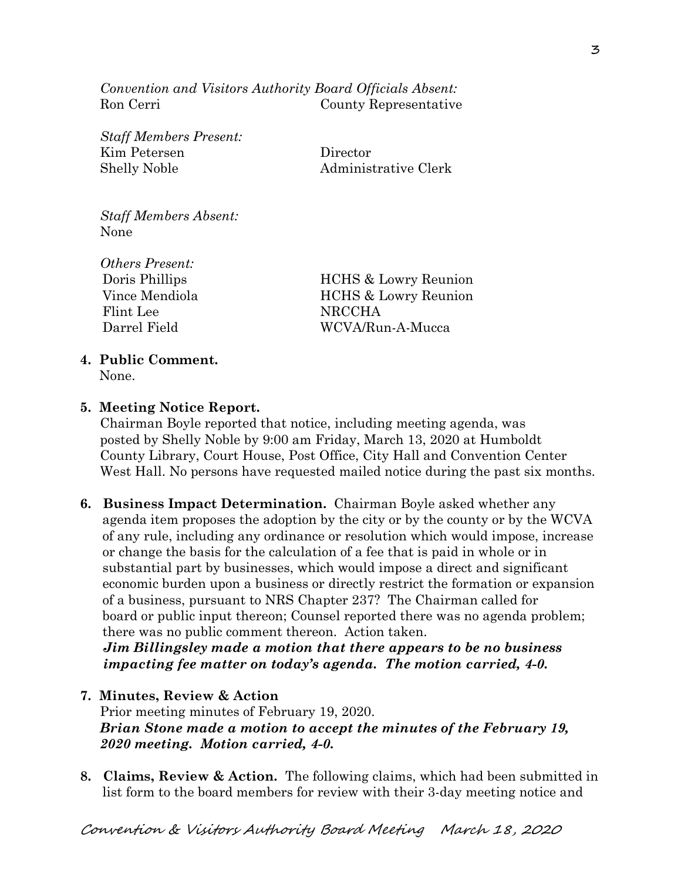*Convention and Visitors Authority Board Officials Absent:*

| | |
|---|---|
| Ron Cerri | County Representative |

*Staff Members Present:*

| | |
|---|---|
| Kim Petersen | Director |
| Shelly Noble | Administrative Clerk |

*Staff Members Absent:*
None

*Others Present:*

| | |
|---|---|
| Doris Phillips | HCHS & Lowry Reunion |
| Vince Mendiola | HCHS & Lowry Reunion |
| Flint Lee | NRCCHA |
| Darrel Field | WCVA/Run-A-Mucca |

**4. Public Comment.**
None.

**5. Meeting Notice Report.**
Chairman Boyle reported that notice, including meeting agenda, was posted by Shelly Noble by 9:00 am Friday, March 13, 2020 at Humboldt County Library, Court House, Post Office, City Hall and Convention Center West Hall. No persons have requested mailed notice during the past six months.

**6. Business Impact Determination.** Chairman Boyle asked whether any agenda item proposes the adoption by the city or by the county or by the WCVA of any rule, including any ordinance or resolution which would impose, increase or change the basis for the calculation of a fee that is paid in whole or in substantial part by businesses, which would impose a direct and significant economic burden upon a business or directly restrict the formation or expansion of a business, pursuant to NRS Chapter 237? The Chairman called for board or public input thereon; Counsel reported there was no agenda problem; there was no public comment thereon. Action taken.
***Jim Billingsley made a motion that there appears to be no business impacting fee matter on today's agenda. The motion carried, 4-0.***

**7. Minutes, Review & Action**
Prior meeting minutes of February 19, 2020.
***Brian Stone made a motion to accept the minutes of the February 19, 2020 meeting. Motion carried, 4-0.***

**8. Claims, Review & Action.** The following claims, which had been submitted in list form to the board members for review with their 3-day meeting notice and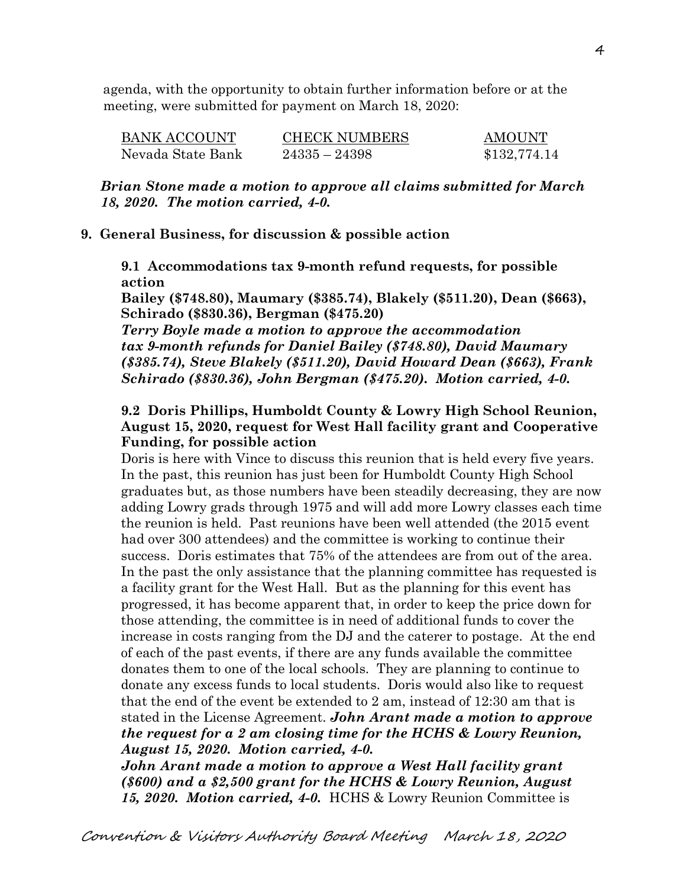agenda, with the opportunity to obtain further information before or at the meeting, were submitted for payment on March 18, 2020:

| BANK ACCOUNT | CHECK NUMBERS | AMOUNT |
|---|---|---|
| Nevada State Bank | 24335 – 24398 | $132,774.14 |

***Brian Stone made a motion to approve all claims submitted for March 18, 2020. The motion carried, 4-0.***

**9. General Business, for discussion & possible action**

**9.1 Accommodations tax 9-month refund requests, for possible action**

**Bailey ($748.80), Maumary ($385.74), Blakely ($511.20), Dean ($663), Schirado ($830.36), Bergman ($475.20)**

***Terry Boyle made a motion to approve the accommodation tax 9-month refunds for Daniel Bailey ($748.80), David Maumary ($385.74), Steve Blakely ($511.20), David Howard Dean ($663), Frank Schirado ($830.36), John Bergman ($475.20). Motion carried, 4-0.***

**9.2 Doris Phillips, Humboldt County & Lowry High School Reunion, August 15, 2020, request for West Hall facility grant and Cooperative Funding, for possible action**

Doris is here with Vince to discuss this reunion that is held every five years. In the past, this reunion has just been for Humboldt County High School graduates but, as those numbers have been steadily decreasing, they are now adding Lowry grads through 1975 and will add more Lowry classes each time the reunion is held. Past reunions have been well attended (the 2015 event had over 300 attendees) and the committee is working to continue their success. Doris estimates that 75% of the attendees are from out of the area. In the past the only assistance that the planning committee has requested is a facility grant for the West Hall. But as the planning for this event has progressed, it has become apparent that, in order to keep the price down for those attending, the committee is in need of additional funds to cover the increase in costs ranging from the DJ and the caterer to postage. At the end of each of the past events, if there are any funds available the committee donates them to one of the local schools. They are planning to continue to donate any excess funds to local students. Doris would also like to request that the end of the event be extended to 2 am, instead of 12:30 am that is stated in the License Agreement. ***John Arant made a motion to approve the request for a 2 am closing time for the HCHS & Lowry Reunion, August 15, 2020. Motion carried, 4-0.***

***John Arant made a motion to approve a West Hall facility grant ($600) and a $2,500 grant for the HCHS & Lowry Reunion, August 15, 2020. Motion carried, 4-0.*** HCHS & Lowry Reunion Committee is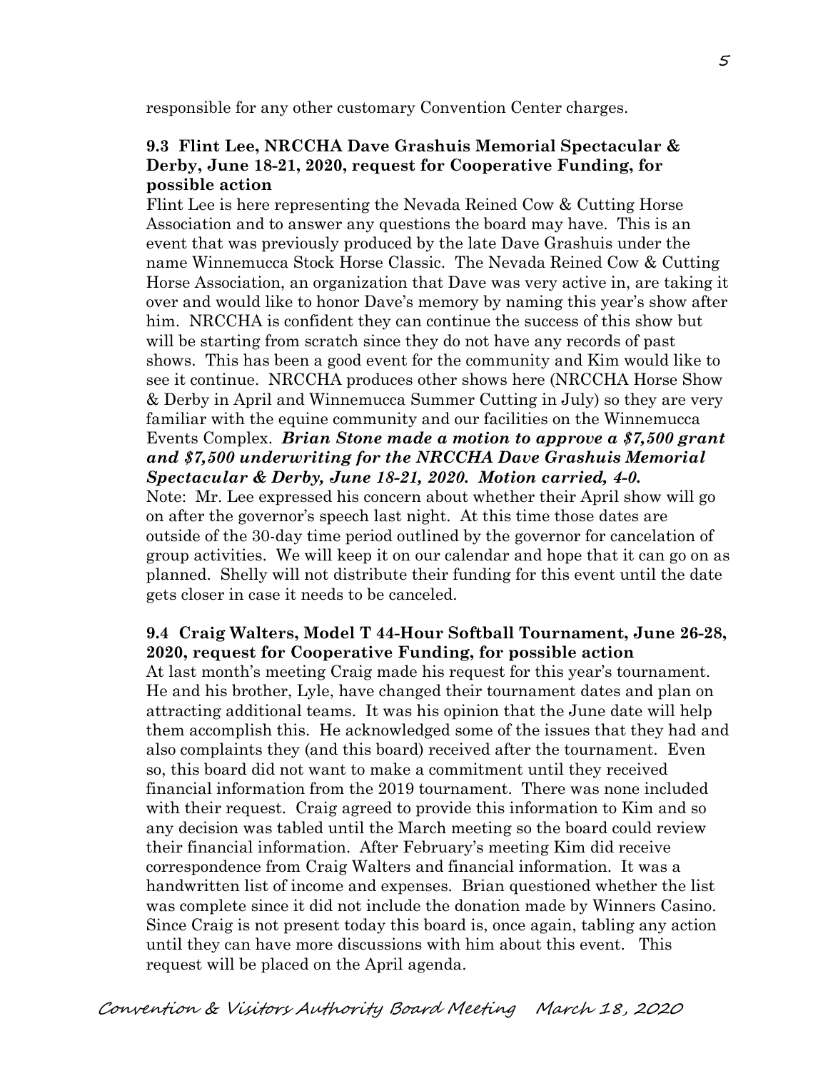responsible for any other customary Convention Center charges.

### 9.3 Flint Lee, NRCCHA Dave Grashuis Memorial Spectacular & Derby, June 18-21, 2020, request for Cooperative Funding, for possible action

Flint Lee is here representing the Nevada Reined Cow & Cutting Horse Association and to answer any questions the board may have. This is an event that was previously produced by the late Dave Grashuis under the name Winnemucca Stock Horse Classic. The Nevada Reined Cow & Cutting Horse Association, an organization that Dave was very active in, are taking it over and would like to honor Dave's memory by naming this year's show after him. NRCCHA is confident they can continue the success of this show but will be starting from scratch since they do not have any records of past shows. This has been a good event for the community and Kim would like to see it continue. NRCCHA produces other shows here (NRCCHA Horse Show & Derby in April and Winnemucca Summer Cutting in July) so they are very familiar with the equine community and our facilities on the Winnemucca Events Complex. ***Brian Stone made a motion to approve a $7,500 grant and $7,500 underwriting for the NRCCHA Dave Grashuis Memorial Spectacular & Derby, June 18-21, 2020. Motion carried, 4-0.***

Note: Mr. Lee expressed his concern about whether their April show will go on after the governor's speech last night. At this time those dates are outside of the 30-day time period outlined by the governor for cancelation of group activities. We will keep it on our calendar and hope that it can go on as planned. Shelly will not distribute their funding for this event until the date gets closer in case it needs to be canceled.

### 9.4 Craig Walters, Model T 44-Hour Softball Tournament, June 26-28, 2020, request for Cooperative Funding, for possible action

At last month's meeting Craig made his request for this year's tournament. He and his brother, Lyle, have changed their tournament dates and plan on attracting additional teams. It was his opinion that the June date will help them accomplish this. He acknowledged some of the issues that they had and also complaints they (and this board) received after the tournament. Even so, this board did not want to make a commitment until they received financial information from the 2019 tournament. There was none included with their request. Craig agreed to provide this information to Kim and so any decision was tabled until the March meeting so the board could review their financial information. After February's meeting Kim did receive correspondence from Craig Walters and financial information. It was a handwritten list of income and expenses. Brian questioned whether the list was complete since it did not include the donation made by Winners Casino. Since Craig is not present today this board is, once again, tabling any action until they can have more discussions with him about this event. This request will be placed on the April agenda.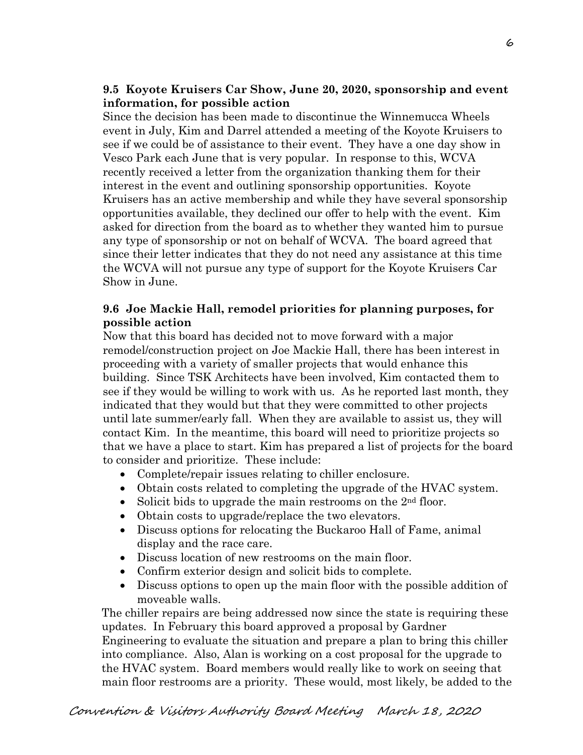**9.5 Koyote Kruisers Car Show, June 20, 2020, sponsorship and event information, for possible action**

Since the decision has been made to discontinue the Winnemucca Wheels event in July, Kim and Darrel attended a meeting of the Koyote Kruisers to see if we could be of assistance to their event. They have a one day show in Vesco Park each June that is very popular. In response to this, WCVA recently received a letter from the organization thanking them for their interest in the event and outlining sponsorship opportunities. Koyote Kruisers has an active membership and while they have several sponsorship opportunities available, they declined our offer to help with the event. Kim asked for direction from the board as to whether they wanted him to pursue any type of sponsorship or not on behalf of WCVA. The board agreed that since their letter indicates that they do not need any assistance at this time the WCVA will not pursue any type of support for the Koyote Kruisers Car Show in June.

**9.6 Joe Mackie Hall, remodel priorities for planning purposes, for possible action**

Now that this board has decided not to move forward with a major remodel/construction project on Joe Mackie Hall, there has been interest in proceeding with a variety of smaller projects that would enhance this building. Since TSK Architects have been involved, Kim contacted them to see if they would be willing to work with us. As he reported last month, they indicated that they would but that they were committed to other projects until late summer/early fall. When they are available to assist us, they will contact Kim. In the meantime, this board will need to prioritize projects so that we have a place to start. Kim has prepared a list of projects for the board to consider and prioritize. These include:

- Complete/repair issues relating to chiller enclosure.
- Obtain costs related to completing the upgrade of the HVAC system.
- Solicit bids to upgrade the main restrooms on the 2nd floor.
- Obtain costs to upgrade/replace the two elevators.
- Discuss options for relocating the Buckaroo Hall of Fame, animal display and the race care.
- Discuss location of new restrooms on the main floor.
- Confirm exterior design and solicit bids to complete.
- Discuss options to open up the main floor with the possible addition of moveable walls.

The chiller repairs are being addressed now since the state is requiring these updates. In February this board approved a proposal by Gardner Engineering to evaluate the situation and prepare a plan to bring this chiller into compliance. Also, Alan is working on a cost proposal for the upgrade to the HVAC system. Board members would really like to work on seeing that main floor restrooms are a priority. These would, most likely, be added to the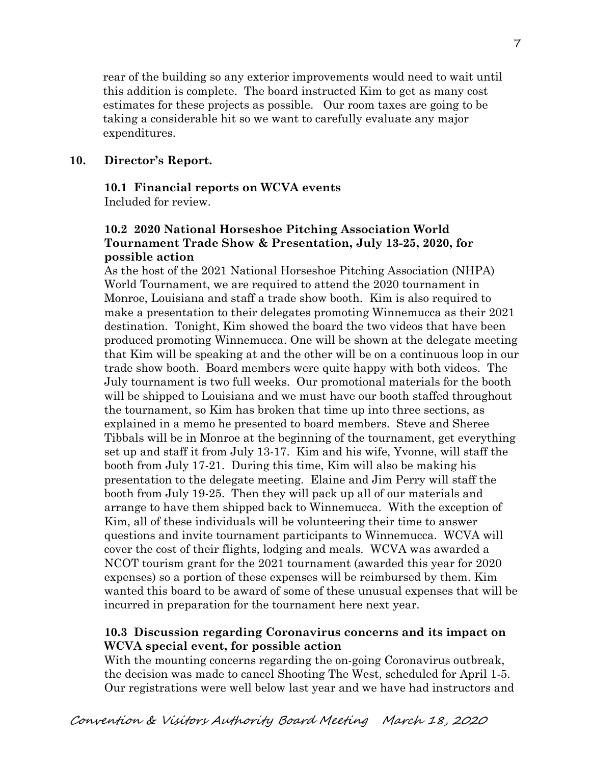rear of the building so any exterior improvements would need to wait until this addition is complete. The board instructed Kim to get as many cost estimates for these projects as possible. Our room taxes are going to be taking a considerable hit so we want to carefully evaluate any major expenditures.

**10. Director's Report.**

**10.1 Financial reports on WCVA events**

Included for review.

**10.2 2020 National Horseshoe Pitching Association World Tournament Trade Show & Presentation, July 13-25, 2020, for possible action**

As the host of the 2021 National Horseshoe Pitching Association (NHPA) World Tournament, we are required to attend the 2020 tournament in Monroe, Louisiana and staff a trade show booth. Kim is also required to make a presentation to their delegates promoting Winnemucca as their 2021 destination. Tonight, Kim showed the board the two videos that have been produced promoting Winnemucca. One will be shown at the delegate meeting that Kim will be speaking at and the other will be on a continuous loop in our trade show booth. Board members were quite happy with both videos. The July tournament is two full weeks. Our promotional materials for the booth will be shipped to Louisiana and we must have our booth staffed throughout the tournament, so Kim has broken that time up into three sections, as explained in a memo he presented to board members. Steve and Sheree Tibbals will be in Monroe at the beginning of the tournament, get everything set up and staff it from July 13-17. Kim and his wife, Yvonne, will staff the booth from July 17-21. During this time, Kim will also be making his presentation to the delegate meeting. Elaine and Jim Perry will staff the booth from July 19-25. Then they will pack up all of our materials and arrange to have them shipped back to Winnemucca. With the exception of Kim, all of these individuals will be volunteering their time to answer questions and invite tournament participants to Winnemucca. WCVA will cover the cost of their flights, lodging and meals. WCVA was awarded a NCOT tourism grant for the 2021 tournament (awarded this year for 2020 expenses) so a portion of these expenses will be reimbursed by them. Kim wanted this board to be award of some of these unusual expenses that will be incurred in preparation for the tournament here next year.

**10.3 Discussion regarding Coronavirus concerns and its impact on WCVA special event, for possible action**

With the mounting concerns regarding the on-going Coronavirus outbreak, the decision was made to cancel Shooting The West, scheduled for April 1-5. Our registrations were well below last year and we have had instructors and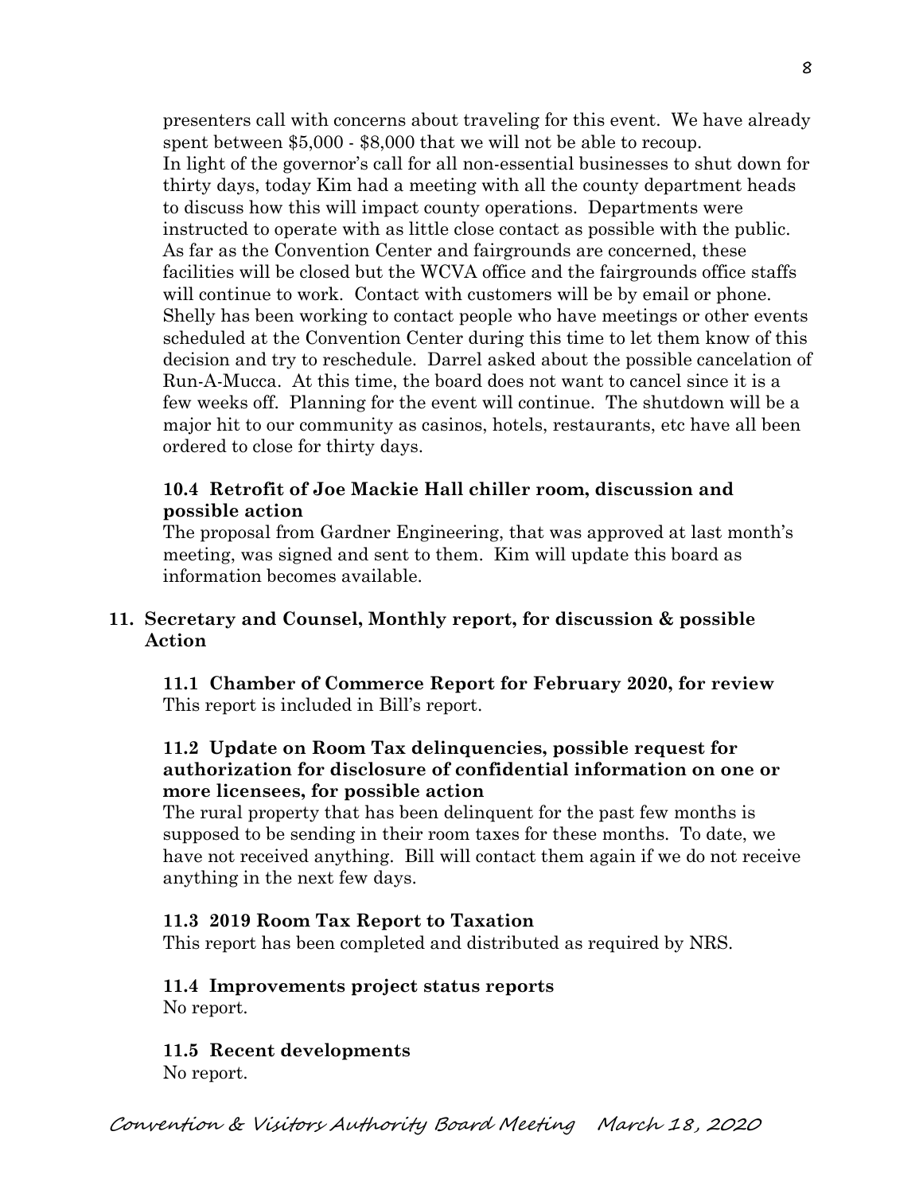presenters call with concerns about traveling for this event. We have already spent between $5,000 - $8,000 that we will not be able to recoup.
In light of the governor's call for all non-essential businesses to shut down for thirty days, today Kim had a meeting with all the county department heads to discuss how this will impact county operations. Departments were instructed to operate with as little close contact as possible with the public. As far as the Convention Center and fairgrounds are concerned, these facilities will be closed but the WCVA office and the fairgrounds office staffs will continue to work. Contact with customers will be by email or phone. Shelly has been working to contact people who have meetings or other events scheduled at the Convention Center during this time to let them know of this decision and try to reschedule. Darrel asked about the possible cancelation of Run-A-Mucca. At this time, the board does not want to cancel since it is a few weeks off. Planning for the event will continue. The shutdown will be a major hit to our community as casinos, hotels, restaurants, etc have all been ordered to close for thirty days.

**10.4 Retrofit of Joe Mackie Hall chiller room, discussion and possible action**

The proposal from Gardner Engineering, that was approved at last month's meeting, was signed and sent to them. Kim will update this board as information becomes available.

**11. Secretary and Counsel, Monthly report, for discussion & possible Action**

**11.1 Chamber of Commerce Report for February 2020, for review**

This report is included in Bill's report.

**11.2 Update on Room Tax delinquencies, possible request for authorization for disclosure of confidential information on one or more licensees, for possible action**

The rural property that has been delinquent for the past few months is supposed to be sending in their room taxes for these months. To date, we have not received anything. Bill will contact them again if we do not receive anything in the next few days.

**11.3 2019 Room Tax Report to Taxation**

This report has been completed and distributed as required by NRS.

**11.4 Improvements project status reports**

No report.

**11.5 Recent developments**

No report.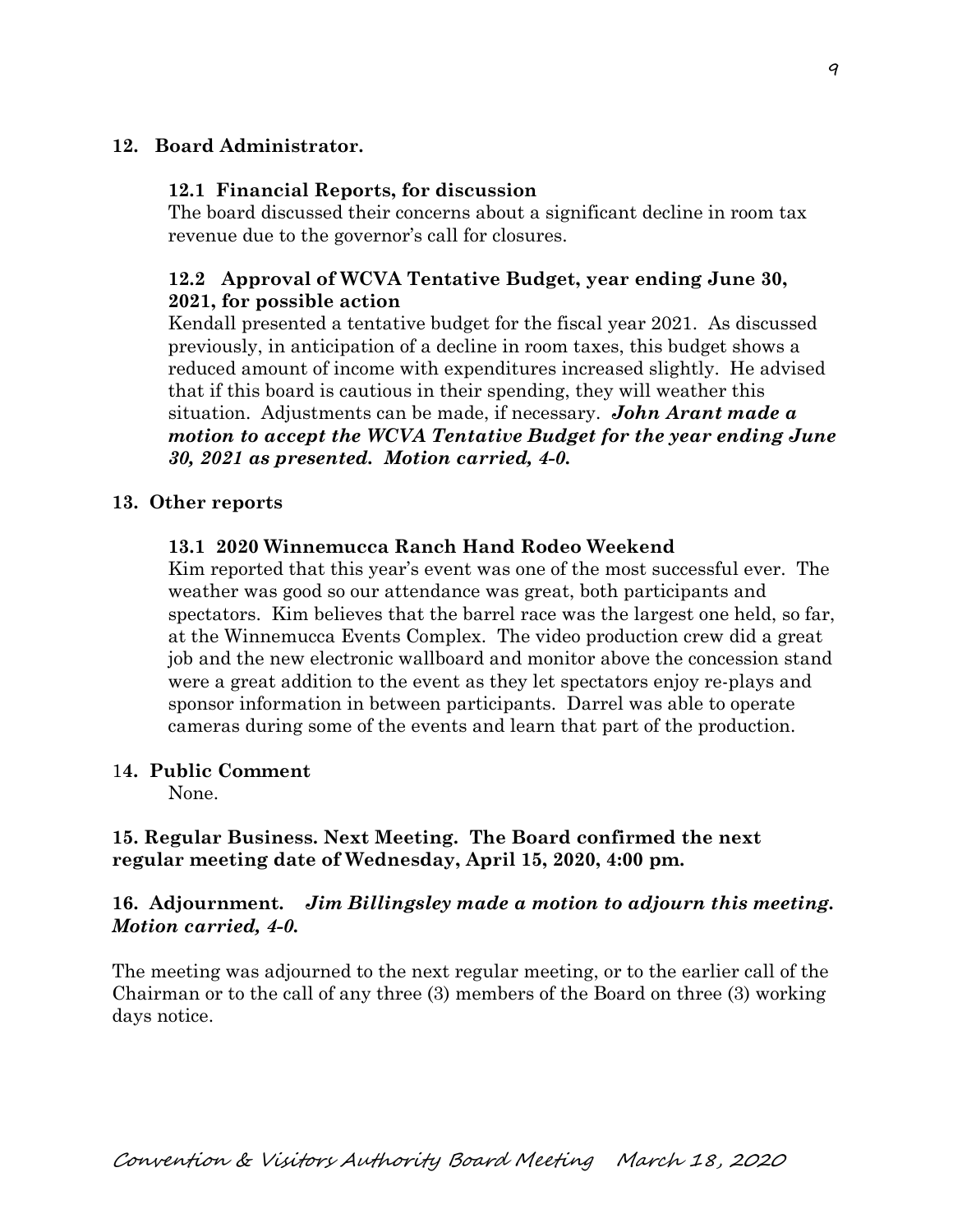## 12. Board Administrator.

### 12.1 Financial Reports, for discussion

The board discussed their concerns about a significant decline in room tax revenue due to the governor's call for closures.

### 12.2 Approval of WCVA Tentative Budget, year ending June 30, 2021, for possible action

Kendall presented a tentative budget for the fiscal year 2021. As discussed previously, in anticipation of a decline in room taxes, this budget shows a reduced amount of income with expenditures increased slightly. He advised that if this board is cautious in their spending, they will weather this situation. Adjustments can be made, if necessary. ***John Arant made a motion to accept the WCVA Tentative Budget for the year ending June 30, 2021 as presented. Motion carried, 4-0.***

## 13. Other reports

### 13.1 2020 Winnemucca Ranch Hand Rodeo Weekend

Kim reported that this year's event was one of the most successful ever. The weather was good so our attendance was great, both participants and spectators. Kim believes that the barrel race was the largest one held, so far, at the Winnemucca Events Complex. The video production crew did a great job and the new electronic wallboard and monitor above the concession stand were a great addition to the event as they let spectators enjoy re-plays and sponsor information in between participants. Darrel was able to operate cameras during some of the events and learn that part of the production.

## 14. Public Comment

None.

## 15. Regular Business. Next Meeting. The Board confirmed the next regular meeting date of Wednesday, April 15, 2020, 4:00 pm.

## 16. Adjournment. *Jim Billingsley made a motion to adjourn this meeting. Motion carried, 4-0.*

The meeting was adjourned to the next regular meeting, or to the earlier call of the Chairman or to the call of any three (3) members of the Board on three (3) working days notice.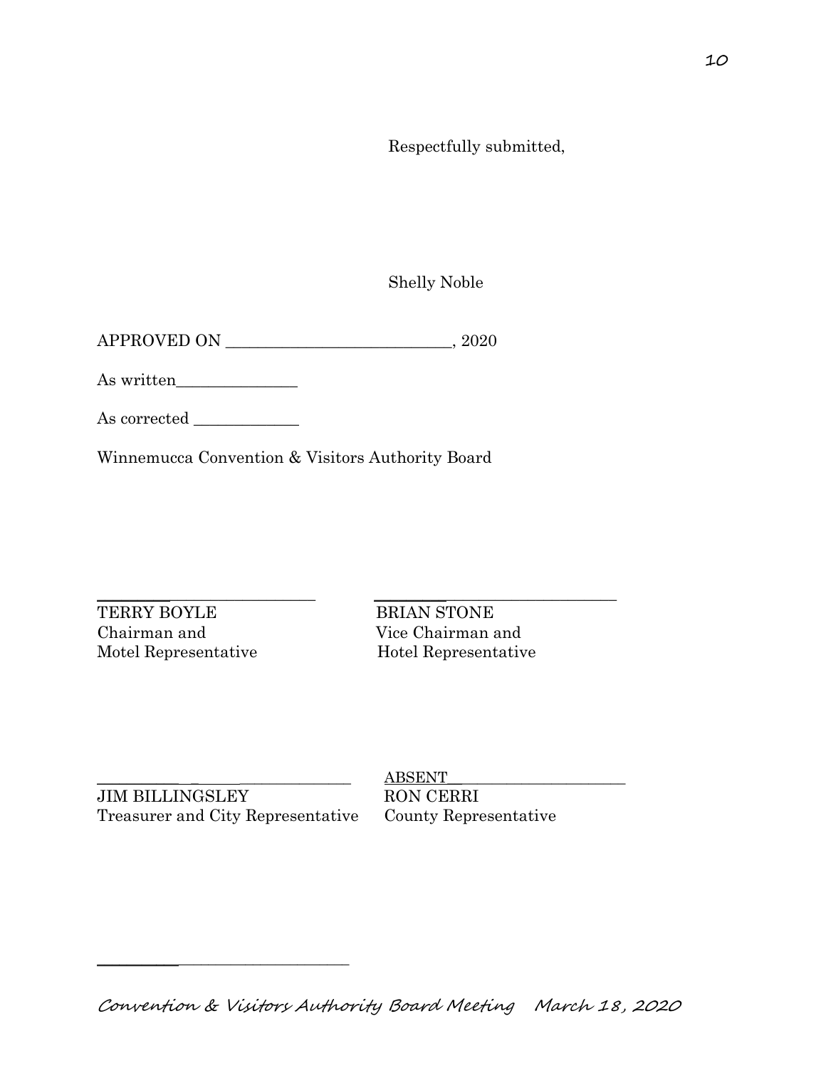Respectfully submitted,

Shelly Noble

APPROVED ON ____________________________, 2020

As written________________

As corrected ______________

Winnemucca Convention & Visitors Authority Board

______________________________ ______________________________

TERRY BOYLE
Chairman and
Motel Representative

BRIAN STONE
Vice Chairman and
Hotel Representative

______________________________ ABSENT______________________

JIM BILLINGSLEY
Treasurer and City Representative

RON CERRI
County Representative

______________________________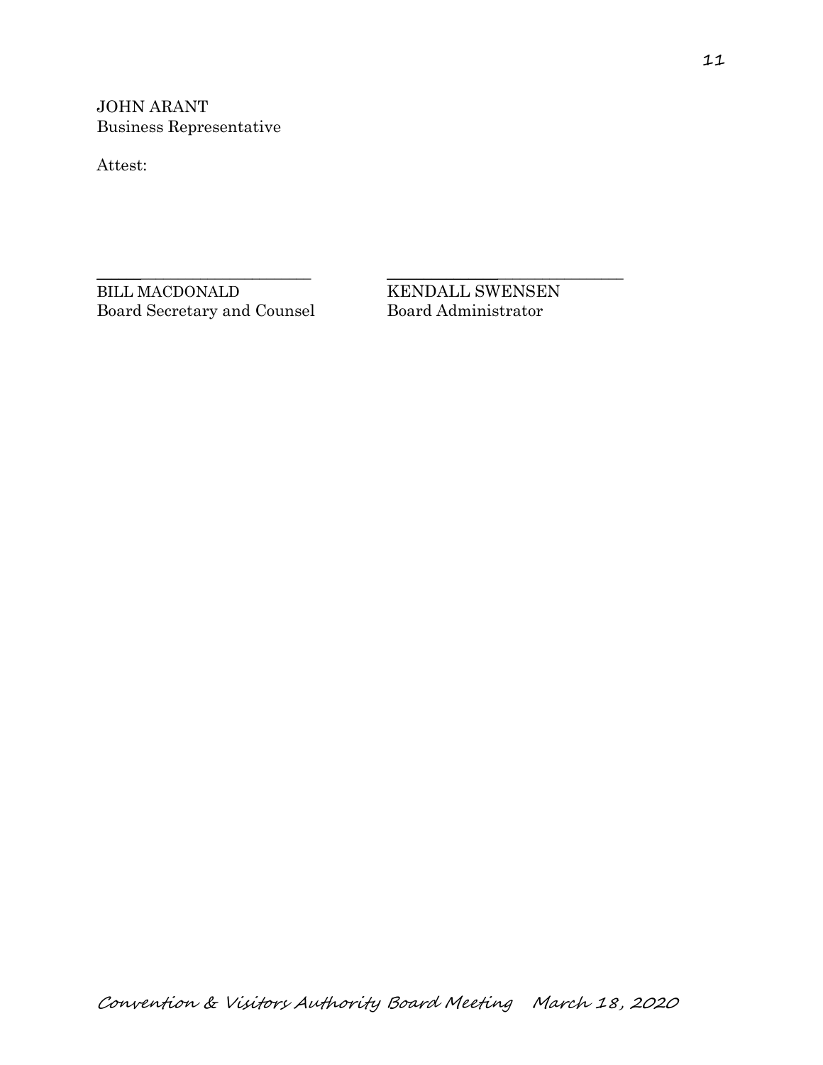JOHN ARANT
Business Representative

Attest:

\_\_\_\_\_\_\_\_\_\_\_\_\_\_\_\_\_\_\_\_\_\_\_\_\_\_
BILL MACDONALD
Board Secretary and Counsel

\_\_\_\_\_\_\_\_\_\_\_\_\_\_\_\_\_\_\_\_\_\_\_\_\_\_\_\_\_
KENDALL SWENSEN
Board Administrator